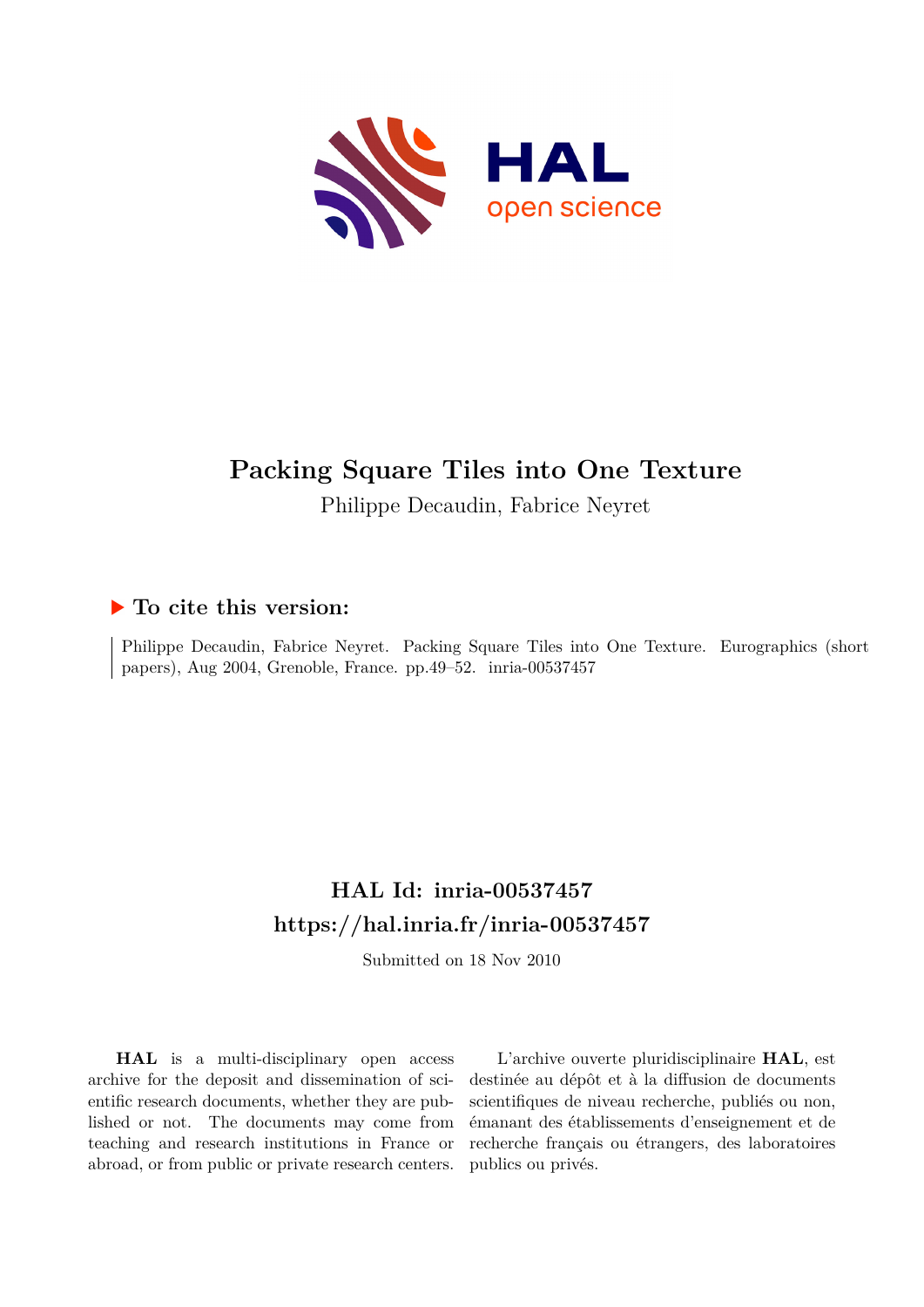# Packing Square Tiles into One Texture

Philippe Decaudin, Fabrice Neyret

## ▶ To cite this version:

Philippe Decaudin, Fabrice Neyret. Packing Square Tiles into One Texture. Eurographics (short papers), Aug 2004, Grenoble, France. pp.49–52. inria-00537457

## HAL Id: inria-00537457

## https://hal.inria.fr/inria-00537457

Submitted on 18 Nov 2010

**HAL** is a multi-disciplinary open access archive for the deposit and dissemination of scientific research documents, whether they are published or not. The documents may come from teaching and research institutions in France or abroad, or from public or private research centers.

L'archive ouverte pluridisciplinaire **HAL**, est destinée au dépôt et à la diffusion de documents scientifiques de niveau recherche, publiés ou non, émanant des établissements d'enseignement et de recherche français ou étrangers, des laboratoires publics ou privés.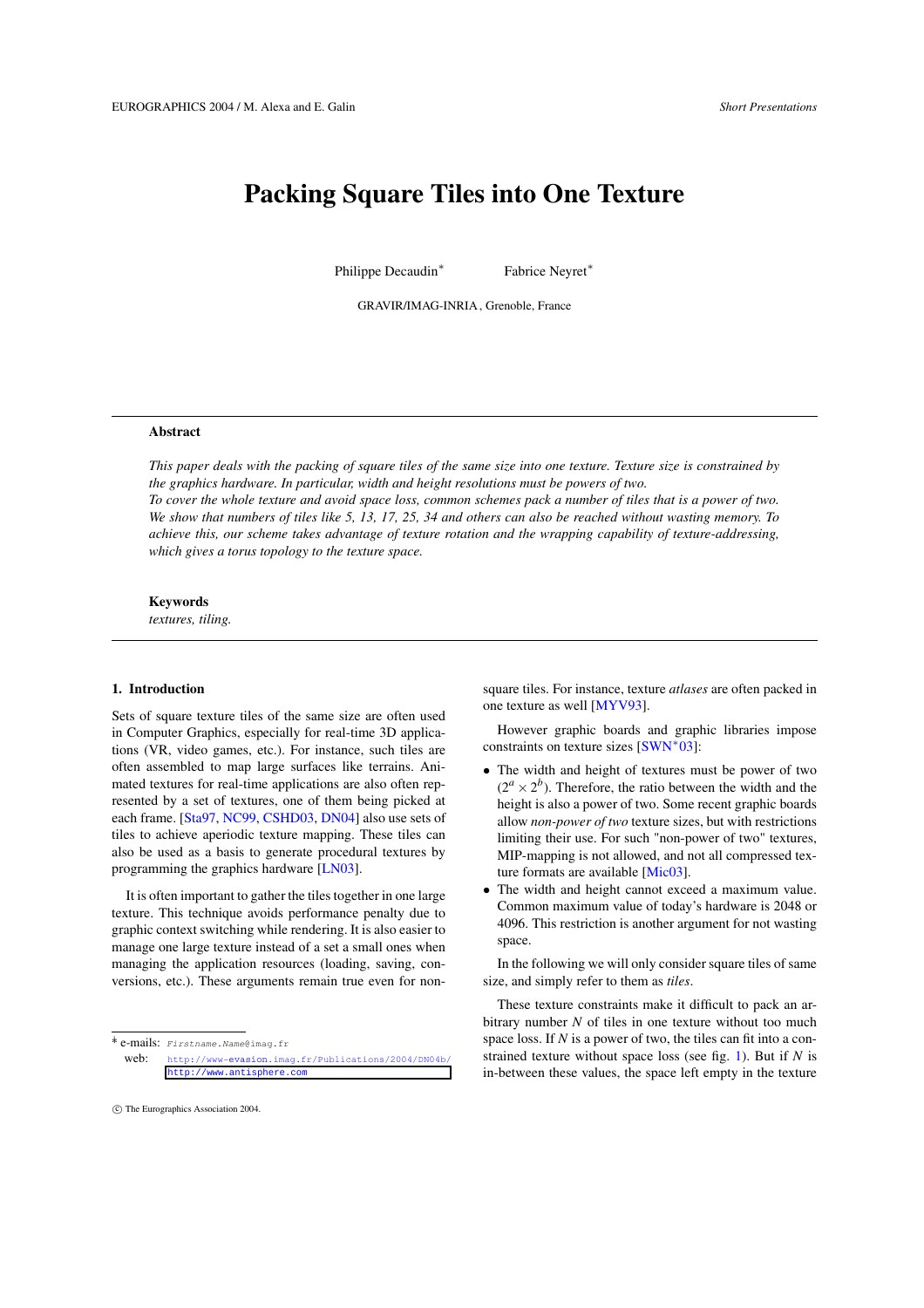# Packing Square Tiles into One Texture

Philippe Decaudin* Fabrice Neyret*

GRAVIR/IMAG-INRIA , Grenoble, France

## Abstract

*This paper deals with the packing of square tiles of the same size into one texture. Texture size is constrained by the graphics hardware. In particular, width and height resolutions must be powers of two.*

*To cover the whole texture and avoid space loss, common schemes pack a number of tiles that is a power of two. We show that numbers of tiles like 5, 13, 17, 25, 34 and others can also be reached without wasting memory. To achieve this, our scheme takes advantage of texture rotation and the wrapping capability of texture-addressing, which gives a torus topology to the texture space.*

**Keywords**

*textures, tiling.*

## 1. Introduction

Sets of square texture tiles of the same size are often used in Computer Graphics, especially for real-time 3D applications (VR, video games, etc.). For instance, such tiles are often assembled to map large surfaces like terrains. Animated textures for real-time applications are also often represented by a set of textures, one of them being picked at each frame. [Sta97, NC99, CSHD03, DN04] also use sets of tiles to achieve aperiodic texture mapping. These tiles can also be used as a basis to generate procedural textures by programming the graphics hardware [LN03].

It is often important to gather the tiles together in one large texture. This technique avoids performance penalty due to graphic context switching while rendering. It is also easier to manage one large texture instead of a set a small ones when managing the application resources (loading, saving, conversions, etc.). These arguments remain true even for non-square tiles. For instance, texture *atlases* are often packed in one texture as well [MYV93].

However graphic boards and graphic libraries impose constraints on texture sizes [SWN*03]:

- The width and height of textures must be power of two ($2^a \times 2^b$). Therefore, the ratio between the width and the height is also a power of two. Some recent graphic boards allow *non-power of two* texture sizes, but with restrictions limiting their use. For such "non-power of two" textures, MIP-mapping is not allowed, and not all compressed texture formats are available [Mic03].
- The width and height cannot exceed a maximum value. Common maximum value of today's hardware is 2048 or 4096. This restriction is another argument for not wasting space.

In the following we will only consider square tiles of same size, and simply refer to them as *tiles*.

These texture constraints make it difficult to pack an arbitrary number $N$ of tiles in one texture without too much space loss. If $N$ is a power of two, the tiles can fit into a constrained texture without space loss (see fig. 1). But if $N$ is in-between these values, the space left empty in the texture

---

* e-mails: Firstname.Name@imag.fr
web: http://www-evasion.imag.fr/Publications/2004/DN04b/
http://www.antisphere.com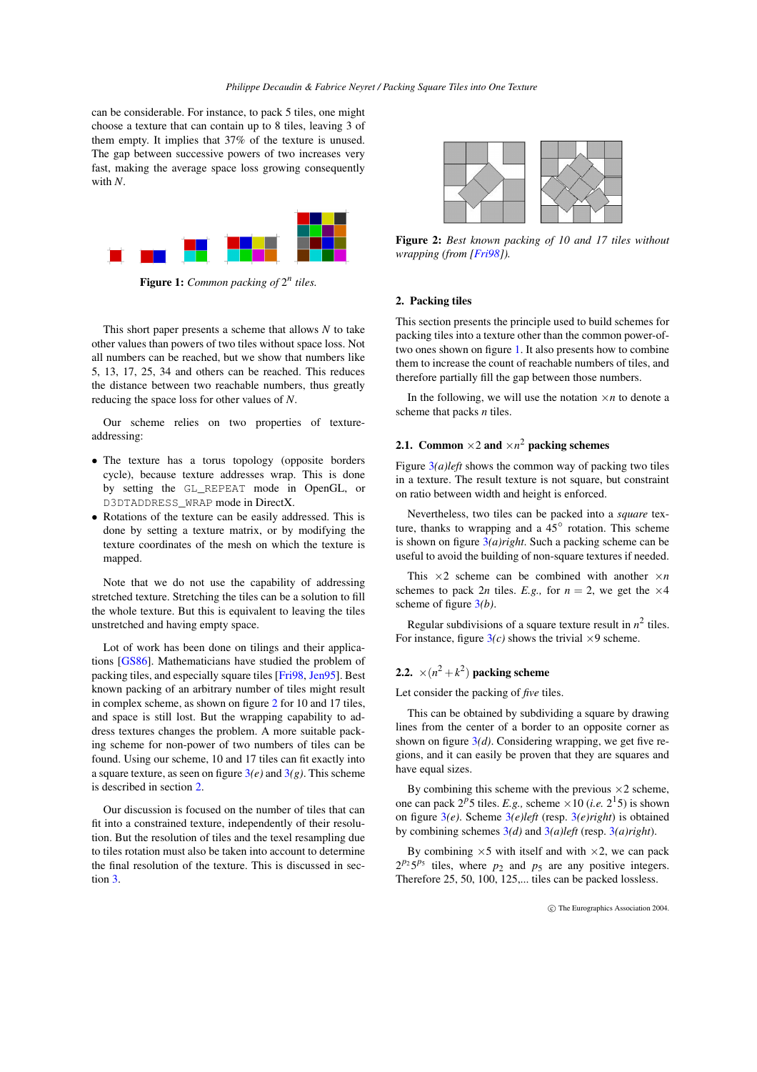can be considerable. For instance, to pack 5 tiles, one might choose a texture that can contain up to 8 tiles, leaving 3 of them empty. It implies that 37% of the texture is unused. The gap between successive powers of two increases very fast, making the average space loss growing consequently with $N$.

**Figure 1:** *Common packing of* $2^n$ *tiles.*

This short paper presents a scheme that allows $N$ to take other values than powers of two tiles without space loss. Not all numbers can be reached, but we show that numbers like 5, 13, 17, 25, 34 and others can be reached. This reduces the distance between two reachable numbers, thus greatly reducing the space loss for other values of $N$.

Our scheme relies on two properties of texture-addressing:

- The texture has a torus topology (opposite borders cycle), because texture addresses wrap. This is done by setting the `GL_REPEAT` mode in OpenGL, or `D3DTADDRESS_WRAP` mode in DirectX.
- Rotations of the texture can be easily addressed. This is done by setting a texture matrix, or by modifying the texture coordinates of the mesh on which the texture is mapped.

Note that we do not use the capability of addressing stretched texture. Stretching the tiles can be a solution to fill the whole texture. But this is equivalent to leaving the tiles unstretched and having empty space.

Lot of work has been done on tilings and their applications [GS86]. Mathematicians have studied the problem of packing tiles, and especially square tiles [Fri98, Jen95]. Best known packing of an arbitrary number of tiles might result in complex scheme, as shown on figure 2 for 10 and 17 tiles, and space is still lost. But the wrapping capability to address textures changes the problem. A more suitable packing scheme for non-power of two numbers of tiles can be found. Using our scheme, 10 and 17 tiles can fit exactly into a square texture, as seen on figure 3*(e)* and 3*(g)*. This scheme is described in section 2.

Our discussion is focused on the number of tiles that can fit into a constrained texture, independently of their resolution. But the resolution of tiles and the texel resampling due to tiles rotation must also be taken into account to determine the final resolution of the texture. This is discussed in section 3.

**Figure 2:** *Best known packing of 10 and 17 tiles without wrapping (from [Fri98]).*

## 2. Packing tiles

This section presents the principle used to build schemes for packing tiles into a texture other than the common power-of-two ones shown on figure 1. It also presents how to combine them to increase the count of reachable numbers of tiles, and therefore partially fill the gap between those numbers.

In the following, we will use the notation $\times n$ to denote a scheme that packs $n$ tiles.

### 2.1. Common $\times 2$ and $\times n^2$ packing schemes

Figure 3*(a)left* shows the common way of packing two tiles in a texture. The result texture is not square, but constraint on ratio between width and height is enforced.

Nevertheless, two tiles can be packed into a *square* texture, thanks to wrapping and a $45°$ rotation. This scheme is shown on figure 3*(a)right*. Such a packing scheme can be useful to avoid the building of non-square textures if needed.

This $\times 2$ scheme can be combined with another $\times n$ schemes to pack $2n$ tiles. *E.g.,* for $n = 2$, we get the $\times 4$ scheme of figure 3*(b)*.

Regular subdivisions of a square texture result in $n^2$ tiles. For instance, figure 3*(c)* shows the trivial $\times 9$ scheme.

### 2.2. $\times(n^2 + k^2)$ packing scheme

Let consider the packing of *five* tiles.

This can be obtained by subdividing a square by drawing lines from the center of a border to an opposite corner as shown on figure 3*(d)*. Considering wrapping, we get five regions, and it can easily be proven that they are squares and have equal sizes.

By combining this scheme with the previous $\times 2$ scheme, one can pack $2^p 5$ tiles. *E.g.,* scheme $\times 10$ (*i.e.* $2^1 5$) is shown on figure 3*(e)*. Scheme 3*(e)left* (resp. 3*(e)right*) is obtained by combining schemes 3*(d)* and 3*(a)left* (resp. 3*(a)right*).

By combining $\times 5$ with itself and with $\times 2$, we can pack $2^{p_2} 5^{p_5}$ tiles, where $p_2$ and $p_5$ are any positive integers. Therefore 25, 50, 100, 125,... tiles can be packed lossless.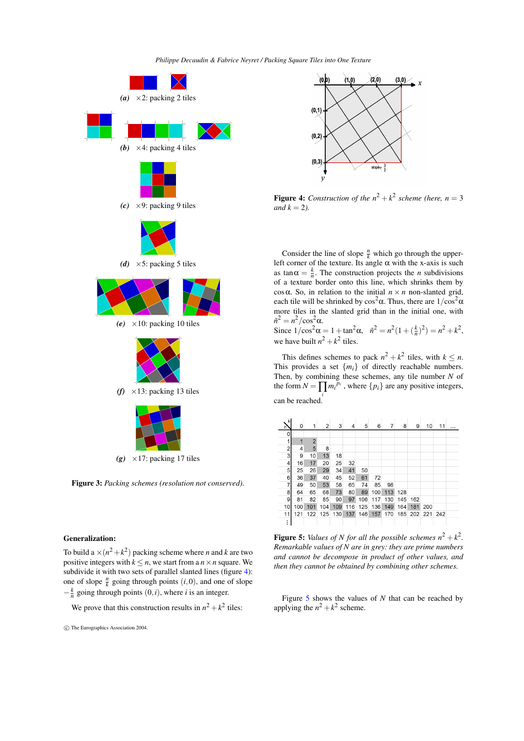*(a)* ×2: packing 2 tiles

*(b)* ×4: packing 4 tiles

*(c)* ×9: packing 9 tiles

*(d)* ×5: packing 5 tiles

*(e)* ×10: packing 10 tiles

*(f)* ×13: packing 13 tiles

*(g)* ×17: packing 17 tiles

**Figure 3:** *Packing schemes (resolution not conserved).*

## Generalization:

To build a $\times(n^2+k^2)$ packing scheme where $n$ and $k$ are two positive integers with $k \leq n$, we start from a $n \times n$ square. We subdivide it with two sets of parallel slanted lines (figure 4): one of slope $\frac{n}{k}$ going through points $(i,0)$, and one of slope $-\frac{k}{n}$ going through points $(0,i)$, where $i$ is an integer.

We prove that this construction results in $n^2+k^2$ tiles:

**Figure 4:** *Construction of the $n^2+k^2$ scheme (here, $n=3$ and $k=2$).*

Consider the line of slope $\frac{n}{k}$ which go through the upper-left corner of the texture. Its angle $\alpha$ with the x-axis is such as $\tan\alpha = \frac{k}{n}$. The construction projects the $n$ subdivisions of a texture border onto this line, which shrinks them by $\cos\alpha$. So, in relation to the initial $n \times n$ non-slanted grid, each tile will be shrinked by $\cos^2\alpha$. Thus, there are $1/\cos^2\alpha$ more tiles in the slanted grid than in the initial one, with $\tilde{n}^2 = n^2/\cos^2\alpha$.
Since $1/\cos^2\alpha = 1+\tan^2\alpha$, $\tilde{n}^2 = n^2(1+(\frac{k}{n})^2) = n^2+k^2$, we have built $n^2+k^2$ tiles.

This defines schemes to pack $n^2+k^2$ tiles, with $k \leq n$. This provides a set $\{m_i\}$ of directly reachable numbers. Then, by combining these schemes, any tile number $N$ of the form $N = \prod_i m_i^{p_i}$, where $\{p_i\}$ are any positive integers, can be reached.

| n \ k | 0 | 1 | 2 | 3 | 4 | 5 | 6 | 7 | 8 | 9 | 10 | 11 | ... |
|---|---|---|---|---|---|---|---|---|---|---|---|---|---|
| 0 | | | | | | | | | | | | | |
| 1 | 1 | 2 | | | | | | | | | | | |
| 2 | 4 | 5 | 8 | | | | | | | | | | |
| 3 | 9 | 10 | 13 | 18 | | | | | | | | | |
| 4 | 16 | 17 | 20 | 25 | 32 | | | | | | | | |
| 5 | 25 | 26 | 29 | 34 | 41 | 50 | | | | | | | |
| 6 | 36 | 37 | 40 | 45 | 52 | 61 | 72 | | | | | | |
| 7 | 49 | 50 | 53 | 58 | 65 | 74 | 85 | 98 | | | | | |
| 8 | 64 | 65 | 68 | 73 | 80 | 89 | 100 | 113 | 128 | | | | |
| 9 | 81 | 82 | 85 | 90 | 97 | 106 | 117 | 130 | 145 | 162 | | | |
| 10 | 100 | 101 | 104 | 109 | 116 | 125 | 136 | 149 | 164 | 181 | 200 | | |
| 11 | 121 | 122 | 125 | 130 | 137 | 146 | 157 | 170 | 185 | 202 | 221 | 242 | |
| ⋮ | | | | | | | | | | | | | |

**Figure 5:** *Values of $N$ for all the possible schemes $n^2+k^2$. Remarkable values of $N$ are in grey: they are prime numbers and cannot be decompose in product of other values, and then they cannot be obtained by combining other schemes.*

Figure 5 shows the values of $N$ that can be reached by applying the $n^2+k^2$ scheme.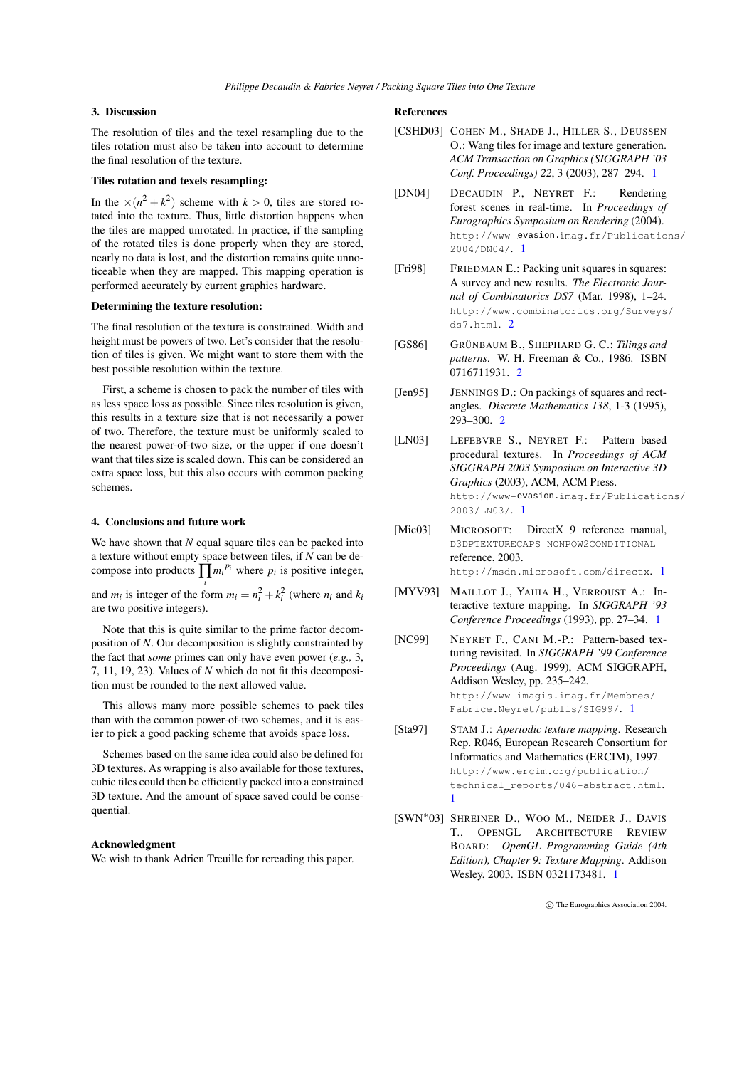## 3. Discussion

The resolution of tiles and the texel resampling due to the tiles rotation must also be taken into account to determine the final resolution of the texture.

### Tiles rotation and texels resampling:

In the $\times(n^2+k^2)$ scheme with $k>0$, tiles are stored rotated into the texture. Thus, little distortion happens when the tiles are mapped unrotated. In practice, if the sampling of the rotated tiles is done properly when they are stored, nearly no data is lost, and the distortion remains quite unnoticeable when they are mapped. This mapping operation is performed accurately by current graphics hardware.

### Determining the texture resolution:

The final resolution of the texture is constrained. Width and height must be powers of two. Let's consider that the resolution of tiles is given. We might want to store them with the best possible resolution within the texture.

First, a scheme is chosen to pack the number of tiles with as less space loss as possible. Since tiles resolution is given, this results in a texture size that is not necessarily a power of two. Therefore, the texture must be uniformly scaled to the nearest power-of-two size, or the upper if one doesn't want that tiles size is scaled down. This can be considered an extra space loss, but this also occurs with common packing schemes.

## 4. Conclusions and future work

We have shown that $N$ equal square tiles can be packed into a texture without empty space between tiles, if $N$ can be decompose into products $\prod_i m_i^{p_i}$ where $p_i$ is positive integer, and $m_i$ is integer of the form $m_i = n_i^2 + k_i^2$ (where $n_i$ and $k_i$ are two positive integers).

Note that this is quite similar to the prime factor decomposition of $N$. Our decomposition is slightly constrained by the fact that *some* primes can only have even power (*e.g.,* 3, 7, 11, 19, 23). Values of $N$ which do not fit this decomposition must be rounded to the next allowed value.

This allows many more possible schemes to pack tiles than with the common power-of-two schemes, and it is easier to pick a good packing scheme that avoids space loss.

Schemes based on the same idea could also be defined for 3D textures. As wrapping is also available for those textures, cubic tiles could then be efficiently packed into a constrained 3D texture. And the amount of space saved could be consequential.

### Acknowledgment

We wish to thank Adrien Treuille for rereading this paper.

## References

[CSHD03] COHEN M., SHADE J., HILLER S., DEUSSEN O.: Wang tiles for image and texture generation. *ACM Transaction on Graphics (SIGGRAPH '03 Conf. Proceedings) 22*, 3 (2003), 287–294. 1

[DN04] DECAUDIN P., NEYRET F.: Rendering forest scenes in real-time. In *Proceedings of Eurographics Symposium on Rendering* (2004). http://www-evasion.imag.fr/Publications/2004/DN04/. 1

[Fri98] FRIEDMAN E.: Packing unit squares in squares: A survey and new results. *The Electronic Journal of Combinatorics DS7* (Mar. 1998), 1–24. http://www.combinatorics.org/Surveys/ds7.html. 2

[GS86] GRÜNBAUM B., SHEPHARD G. C.: *Tilings and patterns*. W. H. Freeman & Co., 1986. ISBN 0716711931. 2

[Jen95] JENNINGS D.: On packings of squares and rectangles. *Discrete Mathematics 138*, 1-3 (1995), 293–300. 2

[LN03] LEFEBVRE S., NEYRET F.: Pattern based procedural textures. In *Proceedings of ACM SIGGRAPH 2003 Symposium on Interactive 3D Graphics* (2003), ACM, ACM Press. http://www-evasion.imag.fr/Publications/2003/LN03/. 1

[Mic03] MICROSOFT: DirectX 9 reference manual, D3DPTEXTURECAPS_NONPOW2CONDITIONAL reference, 2003. http://msdn.microsoft.com/directx. 1

[MYV93] MAILLOT J., YAHIA H., VERROUST A.: Interactive texture mapping. In *SIGGRAPH '93 Conference Proceedings* (1993), pp. 27–34. 1

[NC99] NEYRET F., CANI M.-P.: Pattern-based texturing revisited. In *SIGGRAPH '99 Conference Proceedings* (Aug. 1999), ACM SIGGRAPH, Addison Wesley, pp. 235–242. http://www-imagis.imag.fr/Membres/Fabrice.Neyret/publis/SIG99/. 1

[Sta97] STAM J.: *Aperiodic texture mapping*. Research Rep. R046, European Research Consortium for Informatics and Mathematics (ERCIM), 1997. http://www.ercim.org/publication/technical_reports/046-abstract.html. 1

[SWN*03] SHREINER D., WOO M., NEIDER J., DAVIS T., OPENGL ARCHITECTURE REVIEW BOARD: *OpenGL Programming Guide (4th Edition), Chapter 9: Texture Mapping*. Addison Wesley, 2003. ISBN 0321173481. 1